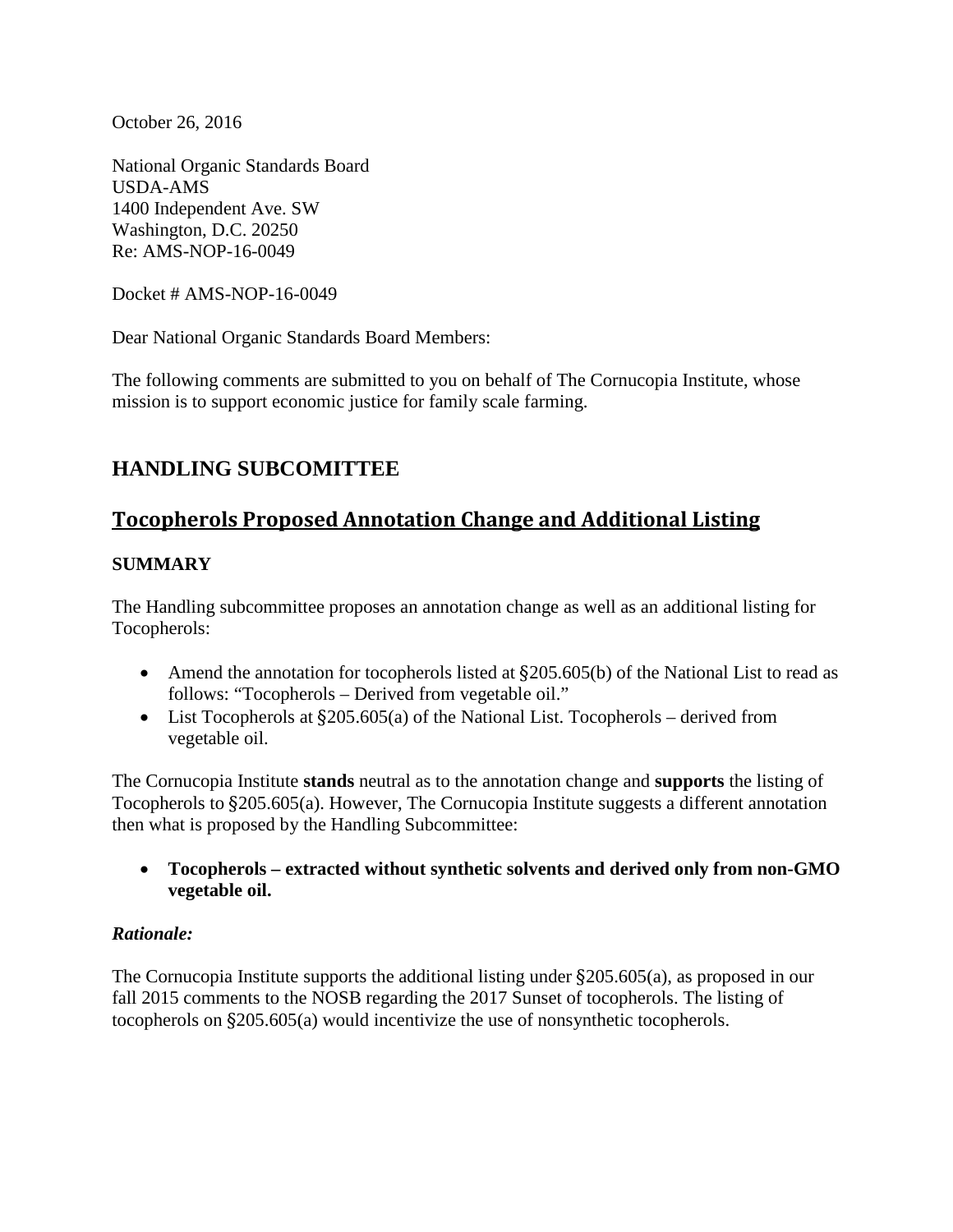October 26, 2016

National Organic Standards Board
USDA-AMS
1400 Independent Ave. SW
Washington, D.C. 20250
Re: AMS-NOP-16-0049

Docket # AMS-NOP-16-0049

Dear National Organic Standards Board Members:

The following comments are submitted to you on behalf of The Cornucopia Institute, whose mission is to support economic justice for family scale farming.

## HANDLING SUBCOMITTEE

## Tocopherols Proposed Annotation Change and Additional Listing

### SUMMARY

The Handling subcommittee proposes an annotation change as well as an additional listing for Tocopherols:

- Amend the annotation for tocopherols listed at §205.605(b) of the National List to read as follows: "Tocopherols – Derived from vegetable oil."
- List Tocopherols at §205.605(a) of the National List. Tocopherols – derived from vegetable oil.

The Cornucopia Institute **stands** neutral as to the annotation change and **supports** the listing of Tocopherols to §205.605(a). However, The Cornucopia Institute suggests a different annotation then what is proposed by the Handling Subcommittee:

- **Tocopherols – extracted without synthetic solvents and derived only from non-GMO vegetable oil.**

***Rationale:***

The Cornucopia Institute supports the additional listing under §205.605(a), as proposed in our fall 2015 comments to the NOSB regarding the 2017 Sunset of tocopherols. The listing of tocopherols on §205.605(a) would incentivize the use of nonsynthetic tocopherols.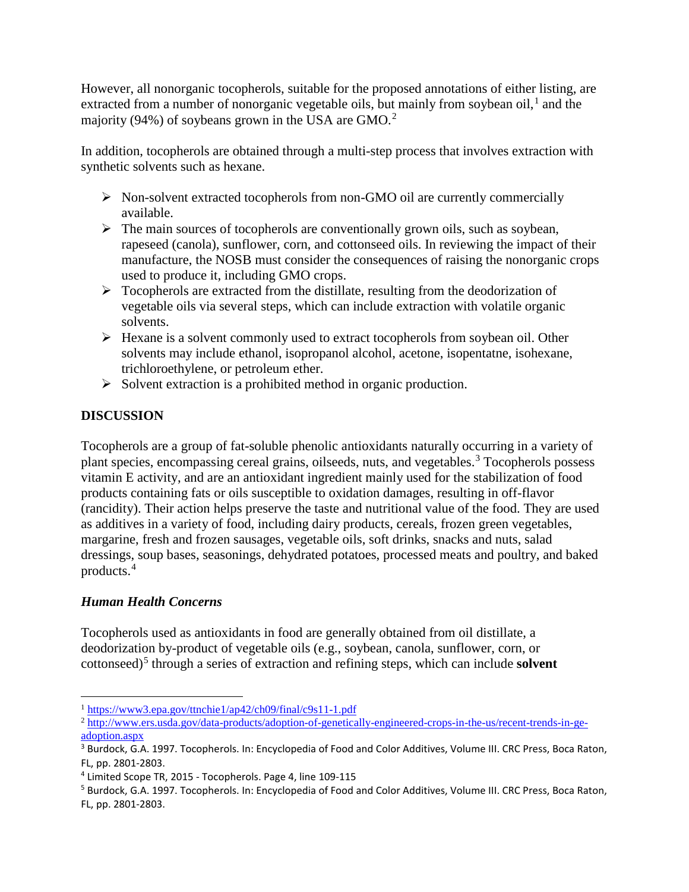However, all nonorganic tocopherols, suitable for the proposed annotations of either listing, are extracted from a number of nonorganic vegetable oils, but mainly from soybean oil,[1] and the majority (94%) of soybeans grown in the USA are GMO.[2]

In addition, tocopherols are obtained through a multi-step process that involves extraction with synthetic solvents such as hexane.

- Non-solvent extracted tocopherols from non-GMO oil are currently commercially available.
- The main sources of tocopherols are conventionally grown oils, such as soybean, rapeseed (canola), sunflower, corn, and cottonseed oils. In reviewing the impact of their manufacture, the NOSB must consider the consequences of raising the nonorganic crops used to produce it, including GMO crops.
- Tocopherols are extracted from the distillate, resulting from the deodorization of vegetable oils via several steps, which can include extraction with volatile organic solvents.
- Hexane is a solvent commonly used to extract tocopherols from soybean oil. Other solvents may include ethanol, isopropanol alcohol, acetone, isopentatne, isohexane, trichloroethylene, or petroleum ether.
- Solvent extraction is a prohibited method in organic production.

## DISCUSSION

Tocopherols are a group of fat-soluble phenolic antioxidants naturally occurring in a variety of plant species, encompassing cereal grains, oilseeds, nuts, and vegetables.[3] Tocopherols possess vitamin E activity, and are an antioxidant ingredient mainly used for the stabilization of food products containing fats or oils susceptible to oxidation damages, resulting in off-flavor (rancidity). Their action helps preserve the taste and nutritional value of the food. They are used as additives in a variety of food, including dairy products, cereals, frozen green vegetables, margarine, fresh and frozen sausages, vegetable oils, soft drinks, snacks and nuts, salad dressings, soup bases, seasonings, dehydrated potatoes, processed meats and poultry, and baked products.[4]

### *Human Health Concerns*

Tocopherols used as antioxidants in food are generally obtained from oil distillate, a deodorization by-product of vegetable oils (e.g., soybean, canola, sunflower, corn, or cottonseed)[5] through a series of extraction and refining steps, which can include **solvent**

---

[1] https://www3.epa.gov/ttnchie1/ap42/ch09/final/c9s11-1.pdf

[2] http://www.ers.usda.gov/data-products/adoption-of-genetically-engineered-crops-in-the-us/recent-trends-in-ge-adoption.aspx

[3] Burdock, G.A. 1997. Tocopherols. In: Encyclopedia of Food and Color Additives, Volume III. CRC Press, Boca Raton, FL, pp. 2801-2803.

[4] Limited Scope TR, 2015 - Tocopherols. Page 4, line 109-115

[5] Burdock, G.A. 1997. Tocopherols. In: Encyclopedia of Food and Color Additives, Volume III. CRC Press, Boca Raton, FL, pp. 2801-2803.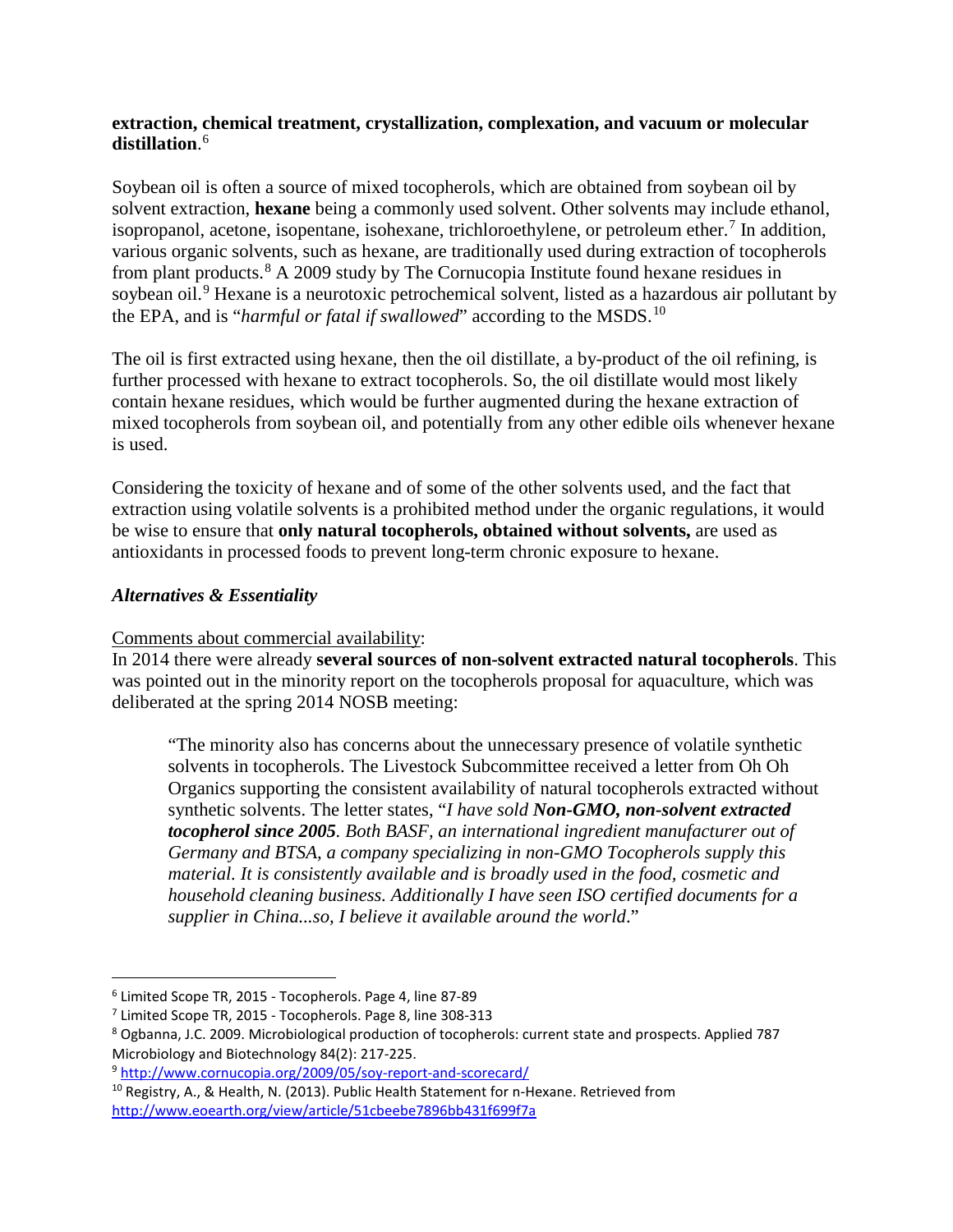**extraction, chemical treatment, crystallization, complexation, and vacuum or molecular distillation**.[6]

Soybean oil is often a source of mixed tocopherols, which are obtained from soybean oil by solvent extraction, **hexane** being a commonly used solvent. Other solvents may include ethanol, isopropanol, acetone, isopentane, isohexane, trichloroethylene, or petroleum ether.[7] In addition, various organic solvents, such as hexane, are traditionally used during extraction of tocopherols from plant products.[8] A 2009 study by The Cornucopia Institute found hexane residues in soybean oil.[9] Hexane is a neurotoxic petrochemical solvent, listed as a hazardous air pollutant by the EPA, and is "*harmful or fatal if swallowed*" according to the MSDS.[10]

The oil is first extracted using hexane, then the oil distillate, a by-product of the oil refining, is further processed with hexane to extract tocopherols. So, the oil distillate would most likely contain hexane residues, which would be further augmented during the hexane extraction of mixed tocopherols from soybean oil, and potentially from any other edible oils whenever hexane is used.

Considering the toxicity of hexane and of some of the other solvents used, and the fact that extraction using volatile solvents is a prohibited method under the organic regulations, it would be wise to ensure that **only natural tocopherols, obtained without solvents,** are used as antioxidants in processed foods to prevent long-term chronic exposure to hexane.

### *Alternatives & Essentiality*

Comments about commercial availability:

In 2014 there were already **several sources of non-solvent extracted natural tocopherols**. This was pointed out in the minority report on the tocopherols proposal for aquaculture, which was deliberated at the spring 2014 NOSB meeting:

> "The minority also has concerns about the unnecessary presence of volatile synthetic solvents in tocopherols. The Livestock Subcommittee received a letter from Oh Oh Organics supporting the consistent availability of natural tocopherols extracted without synthetic solvents. The letter states, "*I have sold **Non-GMO, non-solvent extracted tocopherol since 2005**. Both BASF, an international ingredient manufacturer out of Germany and BTSA, a company specializing in non-GMO Tocopherols supply this material. It is consistently available and is broadly used in the food, cosmetic and household cleaning business. Additionally I have seen ISO certified documents for a supplier in China...so, I believe it available around the world*."

---

[6] Limited Scope TR, 2015 - Tocopherols. Page 4, line 87-89

[7] Limited Scope TR, 2015 - Tocopherols. Page 8, line 308-313

[8] Ogbanna, J.C. 2009. Microbiological production of tocopherols: current state and prospects. Applied 787 Microbiology and Biotechnology 84(2): 217-225.

[9] http://www.cornucopia.org/2009/05/soy-report-and-scorecard/

[10] Registry, A., & Health, N. (2013). Public Health Statement for n-Hexane. Retrieved from http://www.eoearth.org/view/article/51cbeebe7896bb431f699f7a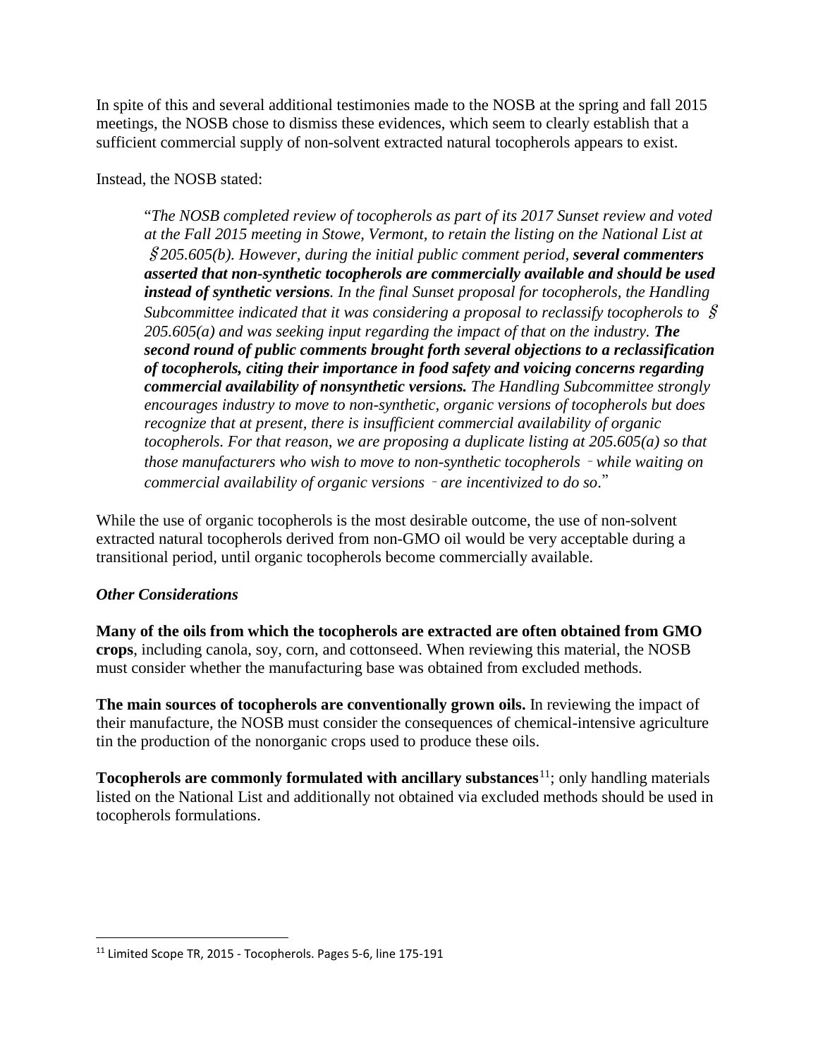In spite of this and several additional testimonies made to the NOSB at the spring and fall 2015 meetings, the NOSB chose to dismiss these evidences, which seem to clearly establish that a sufficient commercial supply of non-solvent extracted natural tocopherols appears to exist.

Instead, the NOSB stated:

> "*The NOSB completed review of tocopherols as part of its 2017 Sunset review and voted at the Fall 2015 meeting in Stowe, Vermont, to retain the listing on the National List at §205.605(b). However, during the initial public comment period,* ***several commenters asserted that non-synthetic tocopherols are commercially available and should be used instead of synthetic versions****. In the final Sunset proposal for tocopherols, the Handling Subcommittee indicated that it was considering a proposal to reclassify tocopherols to § 205.605(a) and was seeking input regarding the impact of that on the industry.* ***The second round of public comments brought forth several objections to a reclassification of tocopherols, citing their importance in food safety and voicing concerns regarding commercial availability of nonsynthetic versions.*** *The Handling Subcommittee strongly encourages industry to move to non-synthetic, organic versions of tocopherols but does recognize that at present, there is insufficient commercial availability of organic tocopherols. For that reason, we are proposing a duplicate listing at 205.605(a) so that those manufacturers who wish to move to non-synthetic tocopherols – while waiting on commercial availability of organic versions – are incentivized to do so*."

While the use of organic tocopherols is the most desirable outcome, the use of non-solvent extracted natural tocopherols derived from non-GMO oil would be very acceptable during a transitional period, until organic tocopherols become commercially available.

*Other Considerations*

**Many of the oils from which the tocopherols are extracted are often obtained from GMO crops**, including canola, soy, corn, and cottonseed. When reviewing this material, the NOSB must consider whether the manufacturing base was obtained from excluded methods.

**The main sources of tocopherols are conventionally grown oils.** In reviewing the impact of their manufacture, the NOSB must consider the consequences of chemical-intensive agriculture tin the production of the nonorganic crops used to produce these oils.

**Tocopherols are commonly formulated with ancillary substances**[11]; only handling materials listed on the National List and additionally not obtained via excluded methods should be used in tocopherols formulations.

---

[11] Limited Scope TR, 2015 - Tocopherols. Pages 5-6, line 175-191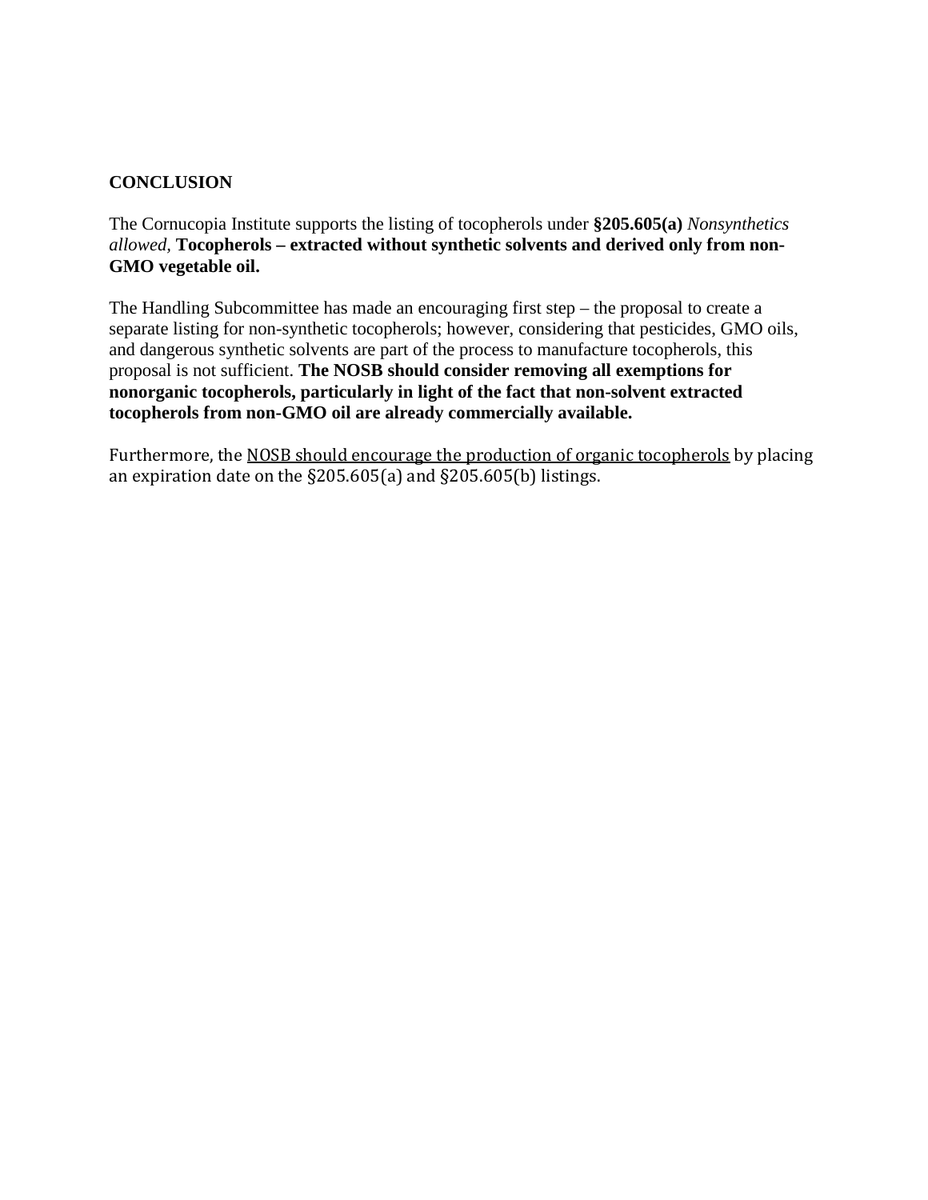**CONCLUSION**

The Cornucopia Institute supports the listing of tocopherols under **§205.605(a)** *Nonsynthetics allowed,* **Tocopherols – extracted without synthetic solvents and derived only from non-GMO vegetable oil.**

The Handling Subcommittee has made an encouraging first step – the proposal to create a separate listing for non-synthetic tocopherols; however, considering that pesticides, GMO oils, and dangerous synthetic solvents are part of the process to manufacture tocopherols, this proposal is not sufficient. **The NOSB should consider removing all exemptions for nonorganic tocopherols, particularly in light of the fact that non-solvent extracted tocopherols from non-GMO oil are already commercially available.**

Furthermore, the <u>NOSB should encourage the production of organic tocopherols</u> by placing an expiration date on the §205.605(a) and §205.605(b) listings.